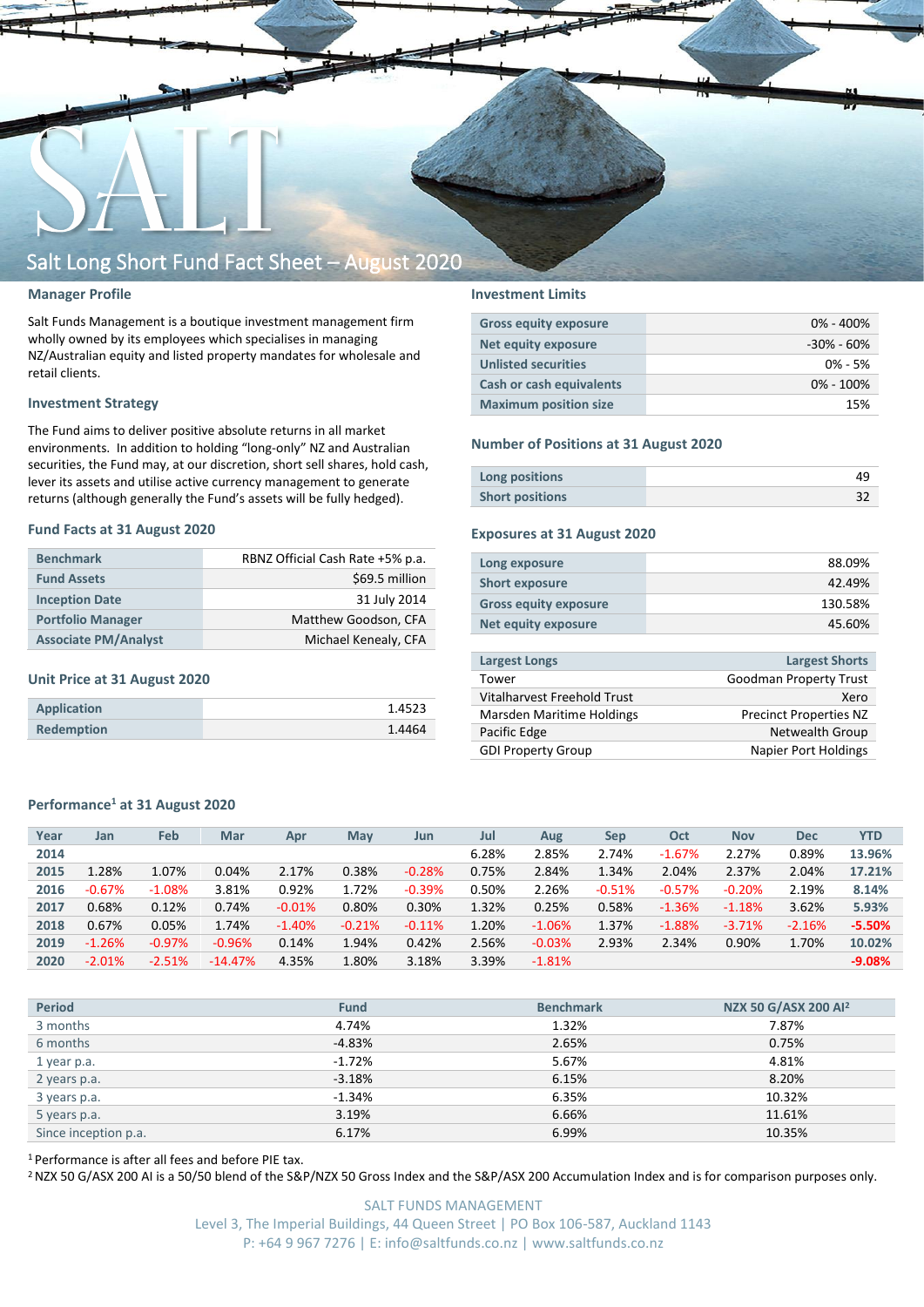# Salt Long Short Fund Fact Sheet – August 2020

## Manager Profile

Salt Funds Management is a boutique investment management firm wholly owned by its employees which specialises in managing NZ/Australian equity and listed property mandates for wholesale and retail clients.

## Investment Strategy

The Fund aims to deliver positive absolute returns in all market environments. In addition to holding "long-only" NZ and Australian securities, the Fund may, at our discretion, short sell shares, hold cash, lever its assets and utilise active currency management to generate returns (although generally the Fund's assets will be fully hedged).

## Fund Facts at 31 August 2020

| | |
|---|---|
| Benchmark | RBNZ Official Cash Rate +5% p.a. |
| Fund Assets | $69.5 million |
| Inception Date | 31 July 2014 |
| Portfolio Manager | Matthew Goodson, CFA |
| Associate PM/Analyst | Michael Kenealy, CFA |

## Unit Price at 31 August 2020

| | |
|---|---|
| Application | 1.4523 |
| Redemption | 1.4464 |

## Investment Limits

| | |
|---|---|
| Gross equity exposure | 0% - 400% |
| Net equity exposure | -30% - 60% |
| Unlisted securities | 0% - 5% |
| Cash or cash equivalents | 0% - 100% |
| Maximum position size | 15% |

## Number of Positions at 31 August 2020

| | |
|---|---|
| Long positions | 49 |
| Short positions | 32 |

## Exposures at 31 August 2020

| | |
|---|---|
| Long exposure | 88.09% |
| Short exposure | 42.49% |
| Gross equity exposure | 130.58% |
| Net equity exposure | 45.60% |

| Largest Longs | Largest Shorts |
|---|---|
| Tower | Goodman Property Trust |
| Vitalharvest Freehold Trust | Xero |
| Marsden Maritime Holdings | Precinct Properties NZ |
| Pacific Edge | Netwealth Group |
| GDI Property Group | Napier Port Holdings |

## Performance[1] at 31 August 2020

| Year | Jan | Feb | Mar | Apr | May | Jun | Jul | Aug | Sep | Oct | Nov | Dec | YTD |
|---|---|---|---|---|---|---|---|---|---|---|---|---|---|
| 2014 | | | | | | | 6.28% | 2.85% | 2.74% | -1.67% | 2.27% | 0.89% | 13.96% |
| 2015 | 1.28% | 1.07% | 0.04% | 2.17% | 0.38% | -0.28% | 0.75% | 2.84% | 1.34% | 2.04% | 2.37% | 2.04% | 17.21% |
| 2016 | -0.67% | -1.08% | 3.81% | 0.92% | 1.72% | -0.39% | 0.50% | 2.26% | -0.51% | -0.57% | -0.20% | 2.19% | 8.14% |
| 2017 | 0.68% | 0.12% | 0.74% | -0.01% | 0.80% | 0.30% | 1.32% | 0.25% | 0.58% | -1.36% | -1.18% | 3.62% | 5.93% |
| 2018 | 0.67% | 0.05% | 1.74% | -1.40% | -0.21% | -0.11% | 1.20% | -1.06% | 1.37% | -1.88% | -3.71% | -2.16% | -5.50% |
| 2019 | -1.26% | -0.97% | -0.96% | 0.14% | 1.94% | 0.42% | 2.56% | -0.03% | 2.93% | 2.34% | 0.90% | 1.70% | 10.02% |
| 2020 | -2.01% | -2.51% | -14.47% | 4.35% | 1.80% | 3.18% | 3.39% | -1.81% | | | | | -9.08% |

| Period | Fund | Benchmark | NZX 50 G/ASX 200 AI[2] |
|---|---|---|---|
| 3 months | 4.74% | 1.32% | 7.87% |
| 6 months | -4.83% | 2.65% | 0.75% |
| 1 year p.a. | -1.72% | 5.67% | 4.81% |
| 2 years p.a. | -3.18% | 6.15% | 8.20% |
| 3 years p.a. | -1.34% | 6.35% | 10.32% |
| 5 years p.a. | 3.19% | 6.66% | 11.61% |
| Since inception p.a. | 6.17% | 6.99% | 10.35% |

[1] Performance is after all fees and before PIE tax.

[2] NZX 50 G/ASX 200 AI is a 50/50 blend of the S&P/NZX 50 Gross Index and the S&P/ASX 200 Accumulation Index and is for comparison purposes only.

SALT FUNDS MANAGEMENT
Level 3, The Imperial Buildings, 44 Queen Street | PO Box 106-587, Auckland 1143
P: +64 9 967 7276 | E: info@saltfunds.co.nz | www.saltfunds.co.nz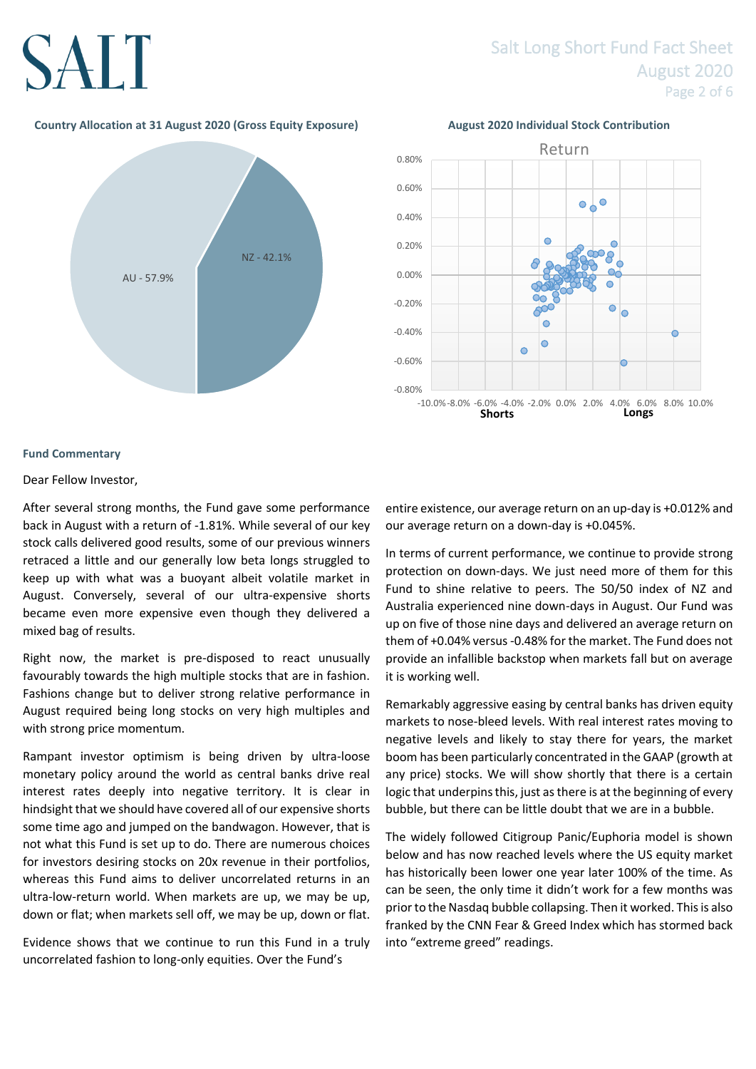**Country Allocation at 31 August 2020 (Gross Equity Exposure)**

AU - 57.9%

NZ - 42.1%

**August 2020 Individual Stock Contribution**

Return

Shorts Longs

## Fund Commentary

Dear Fellow Investor,

After several strong months, the Fund gave some performance back in August with a return of -1.81%. While several of our key stock calls delivered good results, some of our previous winners retraced a little and our generally low beta longs struggled to keep up with what was a buoyant albeit volatile market in August. Conversely, several of our ultra-expensive shorts became even more expensive even though they delivered a mixed bag of results.

Right now, the market is pre-disposed to react unusually favourably towards the high multiple stocks that are in fashion. Fashions change but to deliver strong relative performance in August required being long stocks on very high multiples and with strong price momentum.

Rampant investor optimism is being driven by ultra-loose monetary policy around the world as central banks drive real interest rates deeply into negative territory. It is clear in hindsight that we should have covered all of our expensive shorts some time ago and jumped on the bandwagon. However, that is not what this Fund is set up to do. There are numerous choices for investors desiring stocks on 20x revenue in their portfolios, whereas this Fund aims to deliver uncorrelated returns in an ultra-low-return world. When markets are up, we may be up, down or flat; when markets sell off, we may be up, down or flat.

Evidence shows that we continue to run this Fund in a truly uncorrelated fashion to long-only equities. Over the Fund's entire existence, our average return on an up-day is +0.012% and our average return on a down-day is +0.045%.

In terms of current performance, we continue to provide strong protection on down-days. We just need more of them for this Fund to shine relative to peers. The 50/50 index of NZ and Australia experienced nine down-days in August. Our Fund was up on five of those nine days and delivered an average return on them of +0.04% versus -0.48% for the market. The Fund does not provide an infallible backstop when markets fall but on average it is working well.

Remarkably aggressive easing by central banks has driven equity markets to nose-bleed levels. With real interest rates moving to negative levels and likely to stay there for years, the market boom has been particularly concentrated in the GAAP (growth at any price) stocks. We will show shortly that there is a certain logic that underpins this, just as there is at the beginning of every bubble, but there can be little doubt that we are in a bubble.

The widely followed Citigroup Panic/Euphoria model is shown below and has now reached levels where the US equity market has historically been lower one year later 100% of the time. As can be seen, the only time it didn't work for a few months was prior to the Nasdaq bubble collapsing. Then it worked. This is also franked by the CNN Fear & Greed Index which has stormed back into "extreme greed" readings.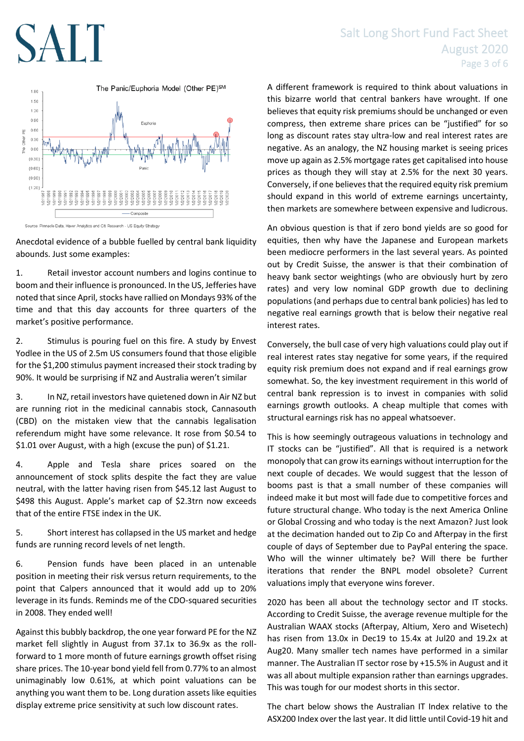Source: Pinnacle Data, Haver Analytics and Citi Research - US Equity Strategy

Anecdotal evidence of a bubble fuelled by central bank liquidity abounds. Just some examples:

1. Retail investor account numbers and logins continue to boom and their influence is pronounced. In the US, Jefferies have noted that since April, stocks have rallied on Mondays 93% of the time and that this day accounts for three quarters of the market's positive performance.

2. Stimulus is pouring fuel on this fire. A study by Envest Yodlee in the US of 2.5m US consumers found that those eligible for the $1,200 stimulus payment increased their stock trading by 90%. It would be surprising if NZ and Australia weren't similar

3. In NZ, retail investors have quietened down in Air NZ but are running riot in the medicinal cannabis stock, Cannasouth (CBD) on the mistaken view that the cannabis legalisation referendum might have some relevance. It rose from $0.54 to $1.01 over August, with a high (excuse the pun) of $1.21.

4. Apple and Tesla share prices soared on the announcement of stock splits despite the fact they are value neutral, with the latter having risen from $45.12 last August to $498 this August. Apple's market cap of $2.3trn now exceeds that of the entire FTSE index in the UK.

5. Short interest has collapsed in the US market and hedge funds are running record levels of net length.

6. Pension funds have been placed in an untenable position in meeting their risk versus return requirements, to the point that Calpers announced that it would add up to 20% leverage in its funds. Reminds me of the CDO-squared securities in 2008. They ended well!

Against this bubbly backdrop, the one year forward PE for the NZ market fell slightly in August from 37.1x to 36.9x as the roll-forward to 1 more month of future earnings growth offset rising share prices. The 10-year bond yield fell from 0.77% to an almost unimaginably low 0.61%, at which point valuations can be anything you want them to be. Long duration assets like equities display extreme price sensitivity at such low discount rates.

A different framework is required to think about valuations in this bizarre world that central bankers have wrought. If one believes that equity risk premiums should be unchanged or even compress, then extreme share prices can be "justified" for so long as discount rates stay ultra-low and real interest rates are negative. As an analogy, the NZ housing market is seeing prices move up again as 2.5% mortgage rates get capitalised into house prices as though they will stay at 2.5% for the next 30 years. Conversely, if one believes that the required equity risk premium should expand in this world of extreme earnings uncertainty, then markets are somewhere between expensive and ludicrous.

An obvious question is that if zero bond yields are so good for equities, then why have the Japanese and European markets been mediocre performers in the last several years. As pointed out by Credit Suisse, the answer is that their combination of heavy bank sector weightings (who are obviously hurt by zero rates) and very low nominal GDP growth due to declining populations (and perhaps due to central bank policies) has led to negative real earnings growth that is below their negative real interest rates.

Conversely, the bull case of very high valuations could play out if real interest rates stay negative for some years, if the required equity risk premium does not expand and if real earnings grow somewhat. So, the key investment requirement in this world of central bank repression is to invest in companies with solid earnings growth outlooks. A cheap multiple that comes with structural earnings risk has no appeal whatsoever.

This is how seemingly outrageous valuations in technology and IT stocks can be "justified". All that is required is a network monopoly that can grow its earnings without interruption for the next couple of decades. We would suggest that the lesson of booms past is that a small number of these companies will indeed make it but most will fade due to competitive forces and future structural change. Who today is the next America Online or Global Crossing and who today is the next Amazon? Just look at the decimation handed out to Zip Co and Afterpay in the first couple of days of September due to PayPal entering the space. Who will the winner ultimately be? Will there be further iterations that render the BNPL model obsolete? Current valuations imply that everyone wins forever.

2020 has been all about the technology sector and IT stocks. According to Credit Suisse, the average revenue multiple for the Australian WAAX stocks (Afterpay, Altium, Xero and Wisetech) has risen from 13.0x in Dec19 to 15.4x at Jul20 and 19.2x at Aug20. Many smaller tech names have performed in a similar manner. The Australian IT sector rose by +15.5% in August and it was all about multiple expansion rather than earnings upgrades. This was tough for our modest shorts in this sector.

The chart below shows the Australian IT Index relative to the ASX200 Index over the last year. It did little until Covid-19 hit and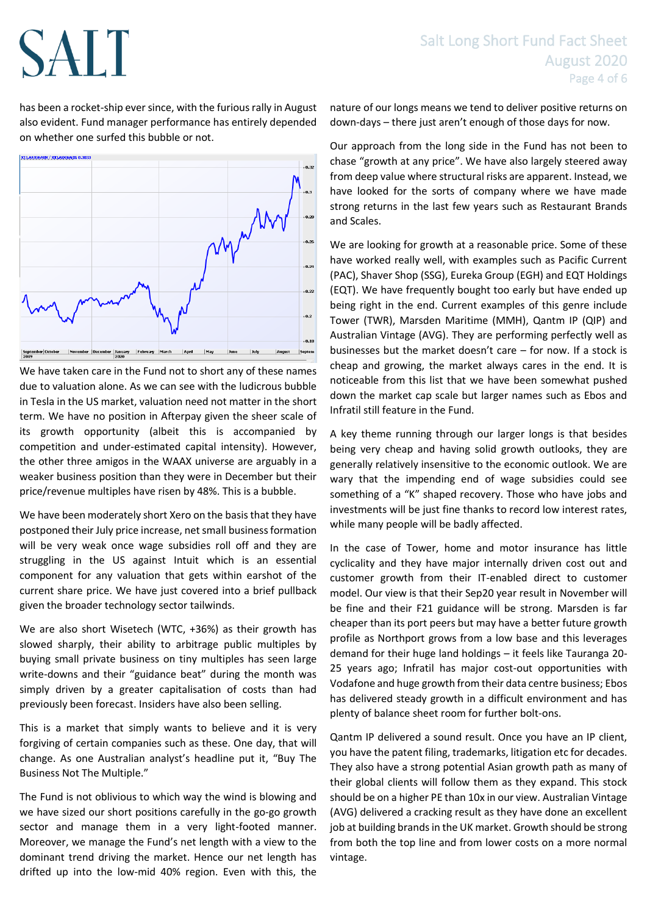has been a rocket-ship ever since, with the furious rally in August also evident. Fund manager performance has entirely depended on whether one surfed this bubble or not.

We have taken care in the Fund not to short any of these names due to valuation alone. As we can see with the ludicrous bubble in Tesla in the US market, valuation need not matter in the short term. We have no position in Afterpay given the sheer scale of its growth opportunity (albeit this is accompanied by competition and under-estimated capital intensity). However, the other three amigos in the WAAX universe are arguably in a weaker business position than they were in December but their price/revenue multiples have risen by 48%. This is a bubble.

We have been moderately short Xero on the basis that they have postponed their July price increase, net small business formation will be very weak once wage subsidies roll off and they are struggling in the US against Intuit which is an essential component for any valuation that gets within earshot of the current share price. We have just covered into a brief pullback given the broader technology sector tailwinds.

We are also short Wisetech (WTC, +36%) as their growth has slowed sharply, their ability to arbitrage public multiples by buying small private business on tiny multiples has seen large write-downs and their "guidance beat" during the month was simply driven by a greater capitalisation of costs than had previously been forecast. Insiders have also been selling.

This is a market that simply wants to believe and it is very forgiving of certain companies such as these. One day, that will change. As one Australian analyst's headline put it, "Buy The Business Not The Multiple."

The Fund is not oblivious to which way the wind is blowing and we have sized our short positions carefully in the go-go growth sector and manage them in a very light-footed manner. Moreover, we manage the Fund's net length with a view to the dominant trend driving the market. Hence our net length has drifted up into the low-mid 40% region. Even with this, the nature of our longs means we tend to deliver positive returns on down-days – there just aren't enough of those days for now.

Our approach from the long side in the Fund has not been to chase "growth at any price". We have also largely steered away from deep value where structural risks are apparent. Instead, we have looked for the sorts of company where we have made strong returns in the last few years such as Restaurant Brands and Scales.

We are looking for growth at a reasonable price. Some of these have worked really well, with examples such as Pacific Current (PAC), Shaver Shop (SSG), Eureka Group (EGH) and EQT Holdings (EQT). We have frequently bought too early but have ended up being right in the end. Current examples of this genre include Tower (TWR), Marsden Maritime (MMH), Qantm IP (QIP) and Australian Vintage (AVG). They are performing perfectly well as businesses but the market doesn't care – for now. If a stock is cheap and growing, the market always cares in the end. It is noticeable from this list that we have been somewhat pushed down the market cap scale but larger names such as Ebos and Infratil still feature in the Fund.

A key theme running through our larger longs is that besides being very cheap and having solid growth outlooks, they are generally relatively insensitive to the economic outlook. We are wary that the impending end of wage subsidies could see something of a "K" shaped recovery. Those who have jobs and investments will be just fine thanks to record low interest rates, while many people will be badly affected.

In the case of Tower, home and motor insurance has little cyclicality and they have major internally driven cost out and customer growth from their IT-enabled direct to customer model. Our view is that their Sep20 year result in November will be fine and their F21 guidance will be strong. Marsden is far cheaper than its port peers but may have a better future growth profile as Northport grows from a low base and this leverages demand for their huge land holdings – it feels like Tauranga 20-25 years ago; Infratil has major cost-out opportunities with Vodafone and huge growth from their data centre business; Ebos has delivered steady growth in a difficult environment and has plenty of balance sheet room for further bolt-ons.

Qantm IP delivered a sound result. Once you have an IP client, you have the patent filing, trademarks, litigation etc for decades. They also have a strong potential Asian growth path as many of their global clients will follow them as they expand. This stock should be on a higher PE than 10x in our view. Australian Vintage (AVG) delivered a cracking result as they have done an excellent job at building brands in the UK market. Growth should be strong from both the top line and from lower costs on a more normal vintage.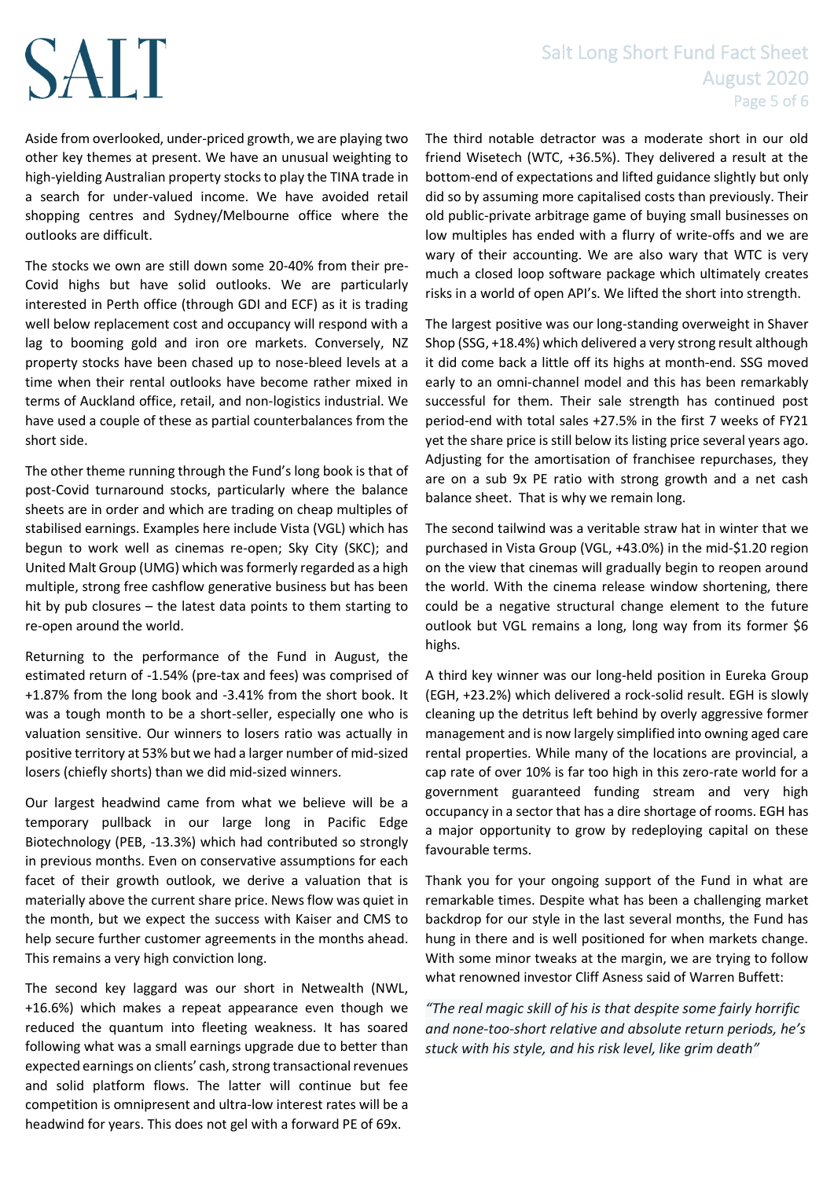Aside from overlooked, under-priced growth, we are playing two other key themes at present. We have an unusual weighting to high-yielding Australian property stocks to play the TINA trade in a search for under-valued income. We have avoided retail shopping centres and Sydney/Melbourne office where the outlooks are difficult.

The stocks we own are still down some 20-40% from their pre-Covid highs but have solid outlooks. We are particularly interested in Perth office (through GDI and ECF) as it is trading well below replacement cost and occupancy will respond with a lag to booming gold and iron ore markets. Conversely, NZ property stocks have been chased up to nose-bleed levels at a time when their rental outlooks have become rather mixed in terms of Auckland office, retail, and non-logistics industrial. We have used a couple of these as partial counterbalances from the short side.

The other theme running through the Fund's long book is that of post-Covid turnaround stocks, particularly where the balance sheets are in order and which are trading on cheap multiples of stabilised earnings. Examples here include Vista (VGL) which has begun to work well as cinemas re-open; Sky City (SKC); and United Malt Group (UMG) which was formerly regarded as a high multiple, strong free cashflow generative business but has been hit by pub closures – the latest data points to them starting to re-open around the world.

Returning to the performance of the Fund in August, the estimated return of -1.54% (pre-tax and fees) was comprised of +1.87% from the long book and -3.41% from the short book. It was a tough month to be a short-seller, especially one who is valuation sensitive. Our winners to losers ratio was actually in positive territory at 53% but we had a larger number of mid-sized losers (chiefly shorts) than we did mid-sized winners.

Our largest headwind came from what we believe will be a temporary pullback in our large long in Pacific Edge Biotechnology (PEB, -13.3%) which had contributed so strongly in previous months. Even on conservative assumptions for each facet of their growth outlook, we derive a valuation that is materially above the current share price. News flow was quiet in the month, but we expect the success with Kaiser and CMS to help secure further customer agreements in the months ahead. This remains a very high conviction long.

The second key laggard was our short in Netwealth (NWL, +16.6%) which makes a repeat appearance even though we reduced the quantum into fleeting weakness. It has soared following what was a small earnings upgrade due to better than expected earnings on clients' cash, strong transactional revenues and solid platform flows. The latter will continue but fee competition is omnipresent and ultra-low interest rates will be a headwind for years. This does not gel with a forward PE of 69x.

The third notable detractor was a moderate short in our old friend Wisetech (WTC, +36.5%). They delivered a result at the bottom-end of expectations and lifted guidance slightly but only did so by assuming more capitalised costs than previously. Their old public-private arbitrage game of buying small businesses on low multiples has ended with a flurry of write-offs and we are wary of their accounting. We are also wary that WTC is very much a closed loop software package which ultimately creates risks in a world of open API's. We lifted the short into strength.

The largest positive was our long-standing overweight in Shaver Shop (SSG, +18.4%) which delivered a very strong result although it did come back a little off its highs at month-end. SSG moved early to an omni-channel model and this has been remarkably successful for them. Their sale strength has continued post period-end with total sales +27.5% in the first 7 weeks of FY21 yet the share price is still below its listing price several years ago. Adjusting for the amortisation of franchisee repurchases, they are on a sub 9x PE ratio with strong growth and a net cash balance sheet. That is why we remain long.

The second tailwind was a veritable straw hat in winter that we purchased in Vista Group (VGL, +43.0%) in the mid-$1.20 region on the view that cinemas will gradually begin to reopen around the world. With the cinema release window shortening, there could be a negative structural change element to the future outlook but VGL remains a long, long way from its former $6 highs.

A third key winner was our long-held position in Eureka Group (EGH, +23.2%) which delivered a rock-solid result. EGH is slowly cleaning up the detritus left behind by overly aggressive former management and is now largely simplified into owning aged care rental properties. While many of the locations are provincial, a cap rate of over 10% is far too high in this zero-rate world for a government guaranteed funding stream and very high occupancy in a sector that has a dire shortage of rooms. EGH has a major opportunity to grow by redeploying capital on these favourable terms.

Thank you for your ongoing support of the Fund in what are remarkable times. Despite what has been a challenging market backdrop for our style in the last several months, the Fund has hung in there and is well positioned for when markets change. With some minor tweaks at the margin, we are trying to follow what renowned investor Cliff Asness said of Warren Buffett:

*"The real magic skill of his is that despite some fairly horrific and none-too-short relative and absolute return periods, he's stuck with his style, and his risk level, like grim death"*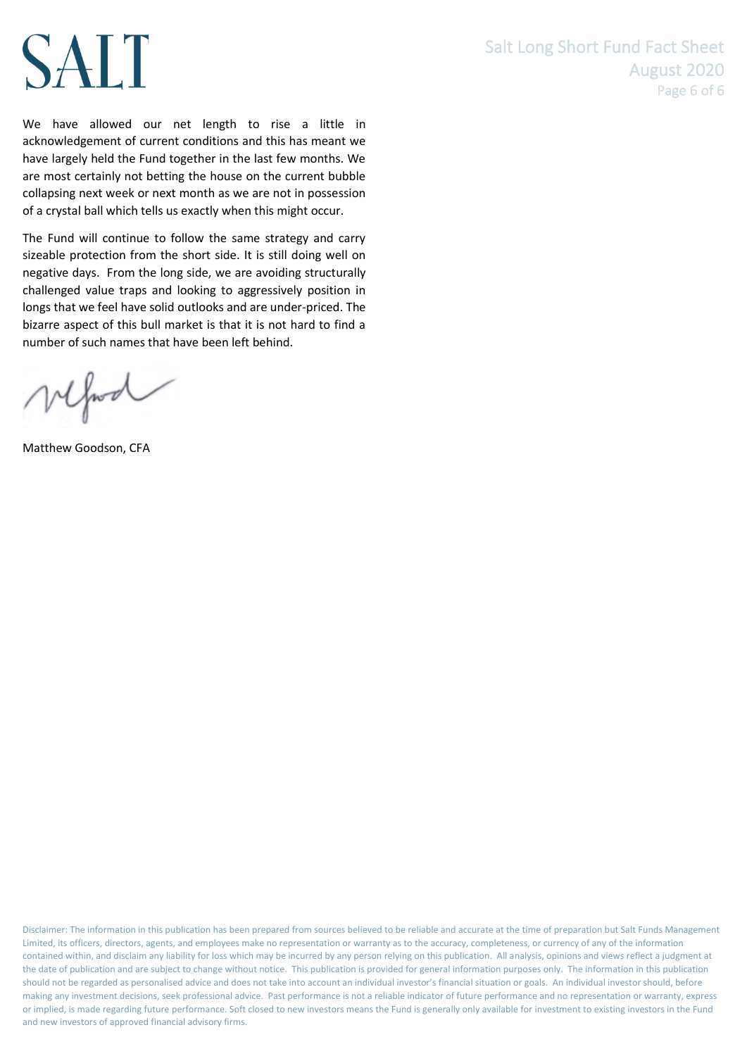We have allowed our net length to rise a little in acknowledgement of current conditions and this has meant we have largely held the Fund together in the last few months. We are most certainly not betting the house on the current bubble collapsing next week or next month as we are not in possession of a crystal ball which tells us exactly when this might occur.

The Fund will continue to follow the same strategy and carry sizeable protection from the short side. It is still doing well on negative days. From the long side, we are avoiding structurally challenged value traps and looking to aggressively position in longs that we feel have solid outlooks and are under-priced. The bizarre aspect of this bull market is that it is not hard to find a number of such names that have been left behind.

Matthew Goodson, CFA

Disclaimer: The information in this publication has been prepared from sources believed to be reliable and accurate at the time of preparation but Salt Funds Management Limited, its officers, directors, agents, and employees make no representation or warranty as to the accuracy, completeness, or currency of any of the information contained within, and disclaim any liability for loss which may be incurred by any person relying on this publication. All analysis, opinions and views reflect a judgment at the date of publication and are subject to change without notice. This publication is provided for general information purposes only. The information in this publication should not be regarded as personalised advice and does not take into account an individual investor's financial situation or goals. An individual investor should, before making any investment decisions, seek professional advice. Past performance is not a reliable indicator of future performance and no representation or warranty, express or implied, is made regarding future performance. Soft closed to new investors means the Fund is generally only available for investment to existing investors in the Fund and new investors of approved financial advisory firms.